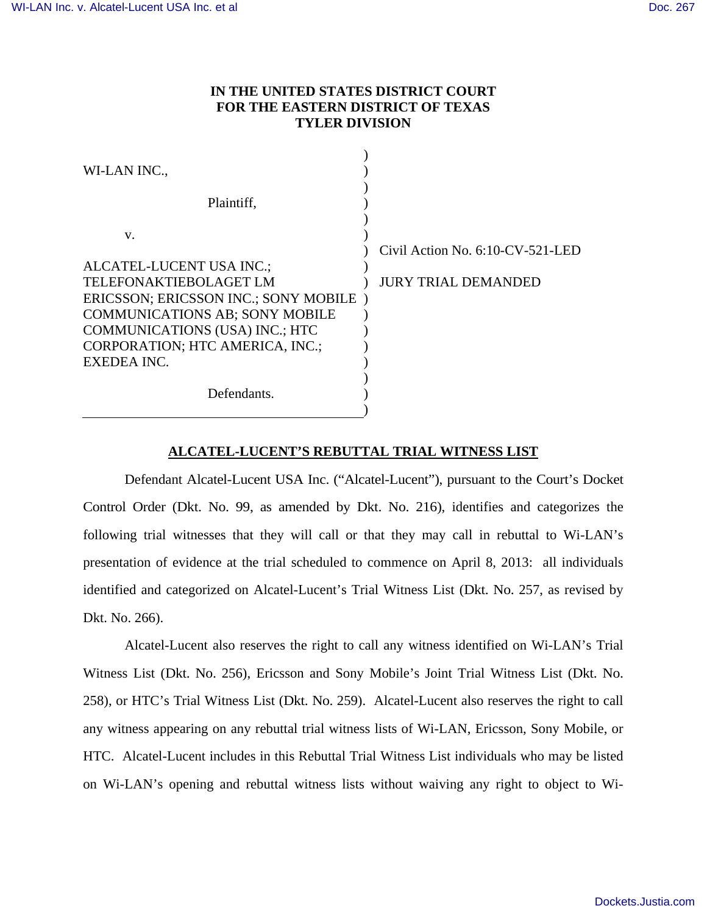**IN THE UNITED STATES DISTRICT COURT**
**FOR THE EASTERN DISTRICT OF TEXAS**
**TYLER DIVISION**

| | |
|---|---|
| WI-LAN INC.,<br><br>Plaintiff,<br><br>v.<br><br>ALCATEL-LUCENT USA INC.; TELEFONAKTIEBOLAGET LM ERICSSON; ERICSSON INC.; SONY MOBILE COMMUNICATIONS AB; SONY MOBILE COMMUNICATIONS (USA) INC.; HTC CORPORATION; HTC AMERICA, INC.; EXEDEA INC.<br><br>Defendants. | Civil Action No. 6:10-CV-521-LED<br><br>JURY TRIAL DEMANDED |

## ALCATEL-LUCENT'S REBUTTAL TRIAL WITNESS LIST

Defendant Alcatel-Lucent USA Inc. ("Alcatel-Lucent"), pursuant to the Court's Docket Control Order (Dkt. No. 99, as amended by Dkt. No. 216), identifies and categorizes the following trial witnesses that they will call or that they may call in rebuttal to Wi-LAN's presentation of evidence at the trial scheduled to commence on April 8, 2013: all individuals identified and categorized on Alcatel-Lucent's Trial Witness List (Dkt. No. 257, as revised by Dkt. No. 266).

Alcatel-Lucent also reserves the right to call any witness identified on Wi-LAN's Trial Witness List (Dkt. No. 256), Ericsson and Sony Mobile's Joint Trial Witness List (Dkt. No. 258), or HTC's Trial Witness List (Dkt. No. 259). Alcatel-Lucent also reserves the right to call any witness appearing on any rebuttal trial witness lists of Wi-LAN, Ericsson, Sony Mobile, or HTC. Alcatel-Lucent includes in this Rebuttal Trial Witness List individuals who may be listed on Wi-LAN's opening and rebuttal witness lists without waiving any right to object to Wi-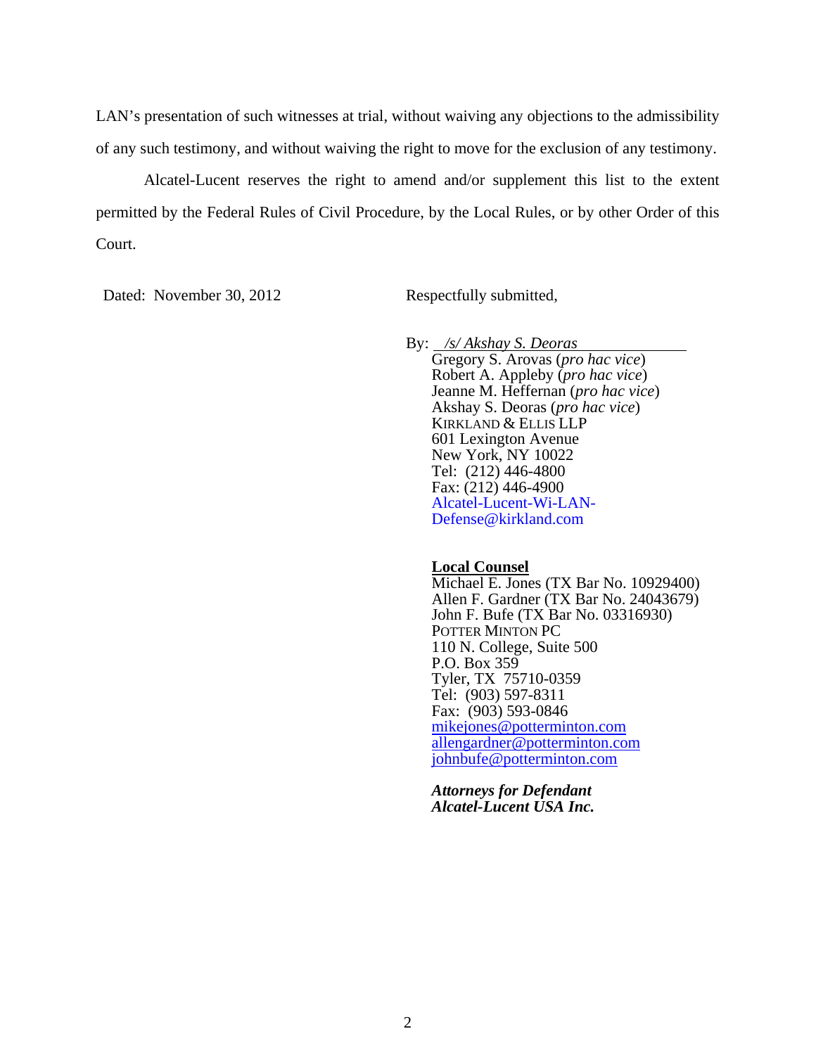LAN's presentation of such witnesses at trial, without waiving any objections to the admissibility of any such testimony, and without waiving the right to move for the exclusion of any testimony.

Alcatel-Lucent reserves the right to amend and/or supplement this list to the extent permitted by the Federal Rules of Civil Procedure, by the Local Rules, or by other Order of this Court.

Dated: November 30, 2012

Respectfully submitted,

By: */s/ Akshay S. Deoras*
Gregory S. Arovas (*pro hac vice*)
Robert A. Appleby (*pro hac vice*)
Jeanne M. Heffernan (*pro hac vice*)
Akshay S. Deoras (*pro hac vice*)
KIRKLAND & ELLIS LLP
601 Lexington Avenue
New York, NY 10022
Tel: (212) 446-4800
Fax: (212) 446-4900
Alcatel-Lucent-Wi-LAN-Defense@kirkland.com

**Local Counsel**
Michael E. Jones (TX Bar No. 10929400)
Allen F. Gardner (TX Bar No. 24043679)
John F. Bufe (TX Bar No. 03316930)
POTTER MINTON PC
110 N. College, Suite 500
P.O. Box 359
Tyler, TX 75710-0359
Tel: (903) 597-8311
Fax: (903) 593-0846
mikejones@potterminton.com
allengardner@potterminton.com
johnbufe@potterminton.com

***Attorneys for Defendant Alcatel-Lucent USA Inc.***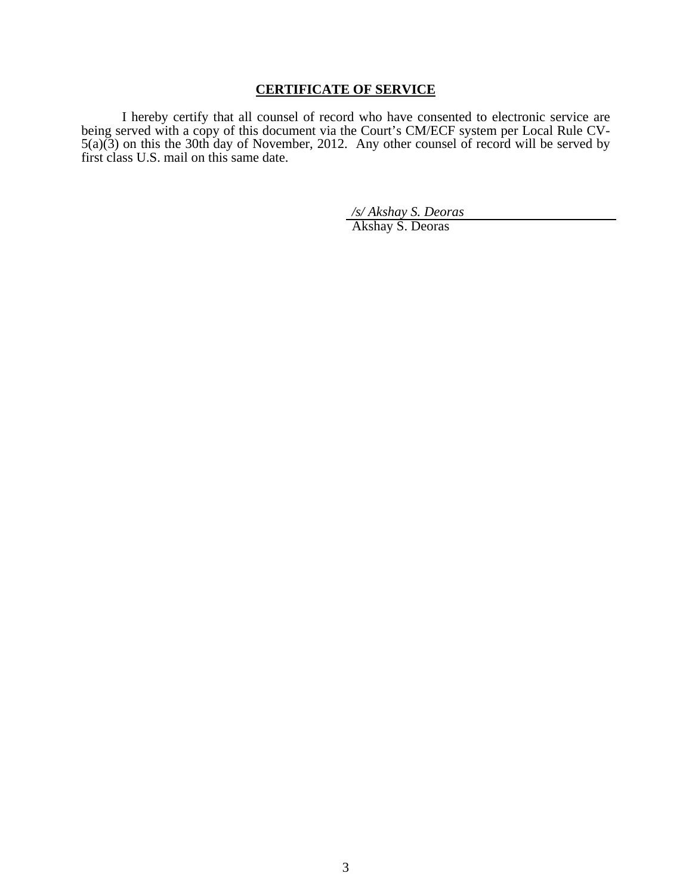## CERTIFICATE OF SERVICE

I hereby certify that all counsel of record who have consented to electronic service are being served with a copy of this document via the Court's CM/ECF system per Local Rule CV-5(a)(3) on this the 30th day of November, 2012. Any other counsel of record will be served by first class U.S. mail on this same date.

*/s/ Akshay S. Deoras*
Akshay S. Deoras